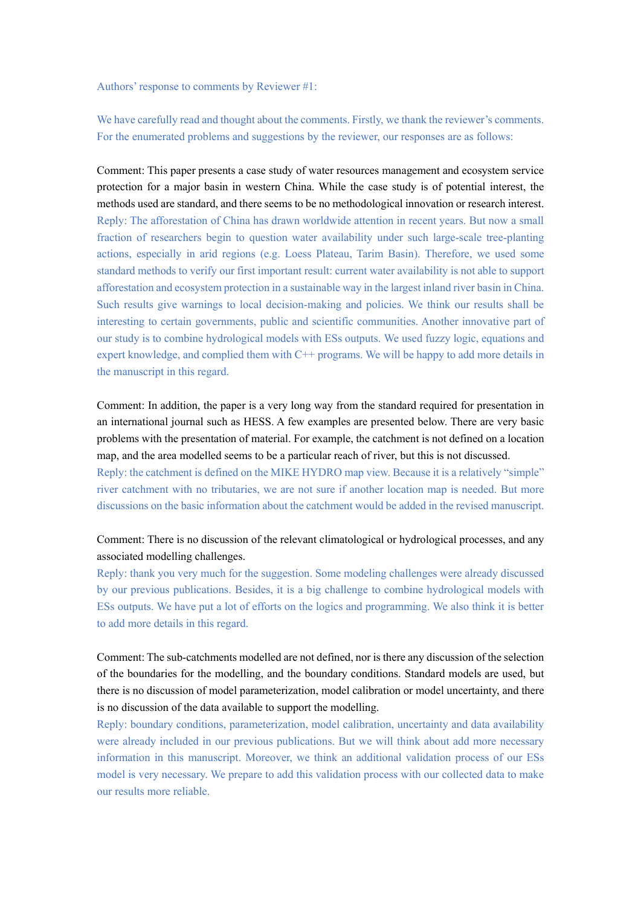Authors' response to comments by Reviewer #1:

We have carefully read and thought about the comments. Firstly, we thank the reviewer's comments. For the enumerated problems and suggestions by the reviewer, our responses are as follows:

Comment: This paper presents a case study of water resources management and ecosystem service protection for a major basin in western China. While the case study is of potential interest, the methods used are standard, and there seems to be no methodological innovation or research interest.

Reply: The afforestation of China has drawn worldwide attention in recent years. But now a small fraction of researchers begin to question water availability under such large-scale tree-planting actions, especially in arid regions (e.g. Loess Plateau, Tarim Basin). Therefore, we used some standard methods to verify our first important result: current water availability is not able to support afforestation and ecosystem protection in a sustainable way in the largest inland river basin in China. Such results give warnings to local decision-making and policies. We think our results shall be interesting to certain governments, public and scientific communities. Another innovative part of our study is to combine hydrological models with ESs outputs. We used fuzzy logic, equations and expert knowledge, and complied them with C++ programs. We will be happy to add more details in the manuscript in this regard.

Comment: In addition, the paper is a very long way from the standard required for presentation in an international journal such as HESS. A few examples are presented below. There are very basic problems with the presentation of material. For example, the catchment is not defined on a location map, and the area modelled seems to be a particular reach of river, but this is not discussed.

Reply: the catchment is defined on the MIKE HYDRO map view. Because it is a relatively "simple" river catchment with no tributaries, we are not sure if another location map is needed. But more discussions on the basic information about the catchment would be added in the revised manuscript.

Comment: There is no discussion of the relevant climatological or hydrological processes, and any associated modelling challenges.

Reply: thank you very much for the suggestion. Some modeling challenges were already discussed by our previous publications. Besides, it is a big challenge to combine hydrological models with ESs outputs. We have put a lot of efforts on the logics and programming. We also think it is better to add more details in this regard.

Comment: The sub-catchments modelled are not defined, nor is there any discussion of the selection of the boundaries for the modelling, and the boundary conditions. Standard models are used, but there is no discussion of model parameterization, model calibration or model uncertainty, and there is no discussion of the data available to support the modelling.

Reply: boundary conditions, parameterization, model calibration, uncertainty and data availability were already included in our previous publications. But we will think about add more necessary information in this manuscript. Moreover, we think an additional validation process of our ESs model is very necessary. We prepare to add this validation process with our collected data to make our results more reliable.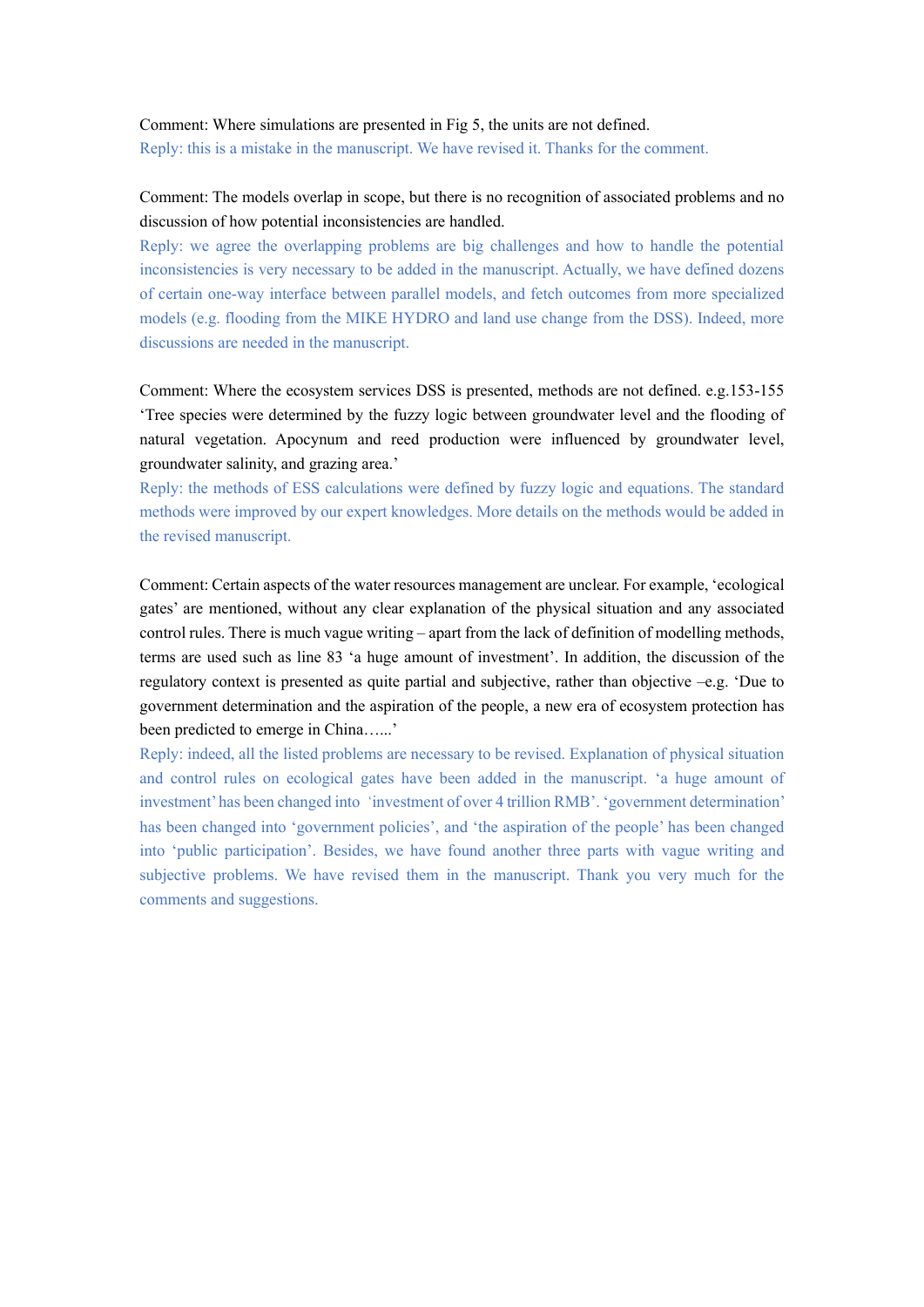Comment: Where simulations are presented in Fig 5, the units are not defined.

Reply: this is a mistake in the manuscript. We have revised it. Thanks for the comment.

Comment: The models overlap in scope, but there is no recognition of associated problems and no discussion of how potential inconsistencies are handled.

Reply: we agree the overlapping problems are big challenges and how to handle the potential inconsistencies is very necessary to be added in the manuscript. Actually, we have defined dozens of certain one-way interface between parallel models, and fetch outcomes from more specialized models (e.g. flooding from the MIKE HYDRO and land use change from the DSS). Indeed, more discussions are needed in the manuscript.

Comment: Where the ecosystem services DSS is presented, methods are not defined. e.g.153-155 'Tree species were determined by the fuzzy logic between groundwater level and the flooding of natural vegetation. Apocynum and reed production were influenced by groundwater level, groundwater salinity, and grazing area.'

Reply: the methods of ESS calculations were defined by fuzzy logic and equations. The standard methods were improved by our expert knowledges. More details on the methods would be added in the revised manuscript.

Comment: Certain aspects of the water resources management are unclear. For example, 'ecological gates' are mentioned, without any clear explanation of the physical situation and any associated control rules. There is much vague writing – apart from the lack of definition of modelling methods, terms are used such as line 83 'a huge amount of investment'. In addition, the discussion of the regulatory context is presented as quite partial and subjective, rather than objective –e.g. 'Due to government determination and the aspiration of the people, a new era of ecosystem protection has been predicted to emerge in China…...'

Reply: indeed, all the listed problems are necessary to be revised. Explanation of physical situation and control rules on ecological gates have been added in the manuscript. 'a huge amount of investment' has been changed into 'investment of over 4 trillion RMB'. 'government determination' has been changed into 'government policies', and 'the aspiration of the people' has been changed into 'public participation'. Besides, we have found another three parts with vague writing and subjective problems. We have revised them in the manuscript. Thank you very much for the comments and suggestions.